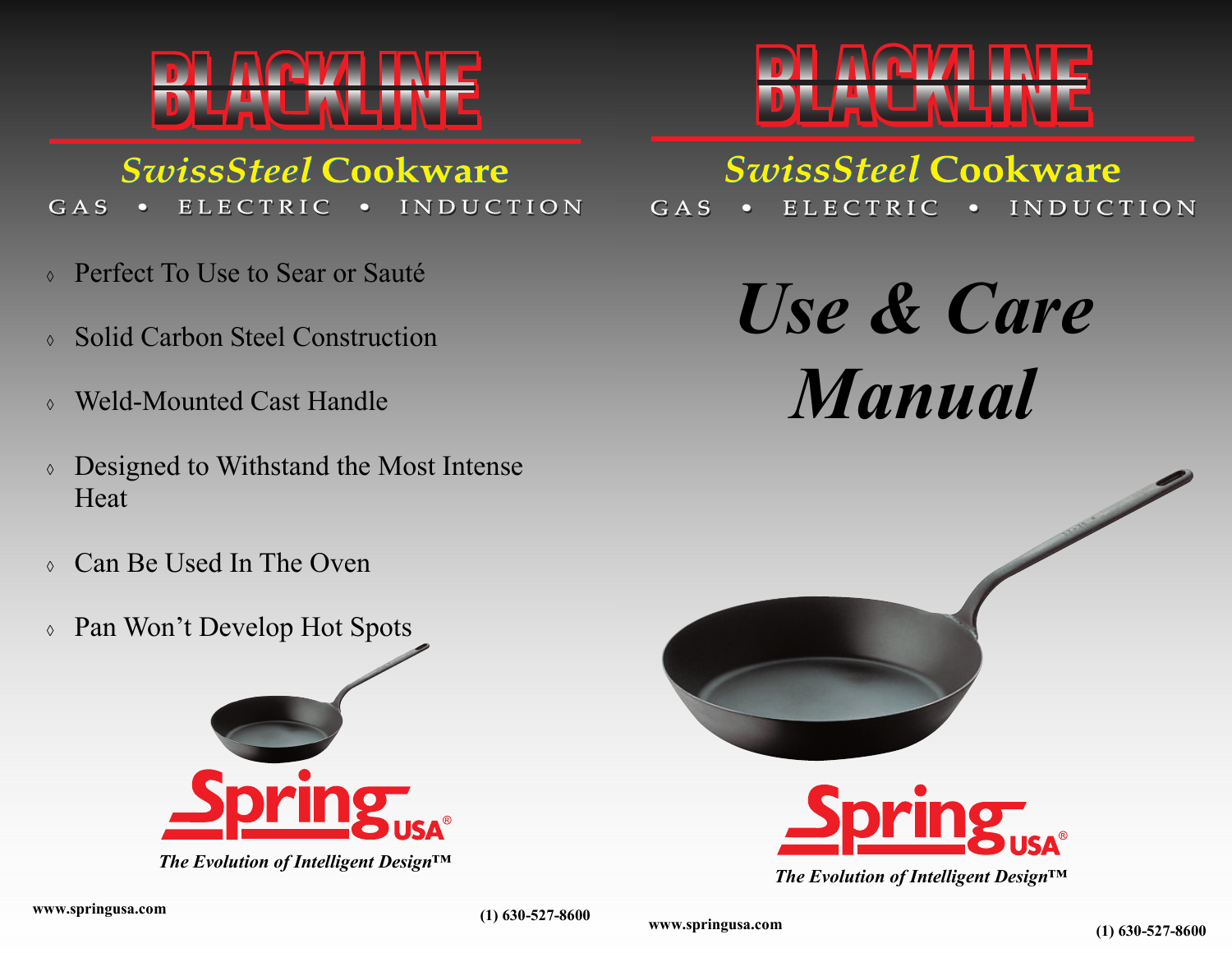# BLACKLINE

## SwissSteel Cookware

GAS • ELECTRIC • INDUCTION

- Perfect To Use to Sear or Sauté
- Solid Carbon Steel Construction
- Weld-Mounted Cast Handle
- Designed to Withstand the Most Intense Heat
- Can Be Used In The Oven
- Pan Won't Develop Hot Spots

Spring USA®

***The Evolution of Intelligent Design™***

**www.springusa.com**

**(1) 630-527-8600**

# BLACKLINE

## SwissSteel Cookware

GAS • ELECTRIC • INDUCTION

# *Use & Care Manual*

Spring USA®

***The Evolution of Intelligent Design™***

**www.springusa.com**

**(1) 630-527-8600**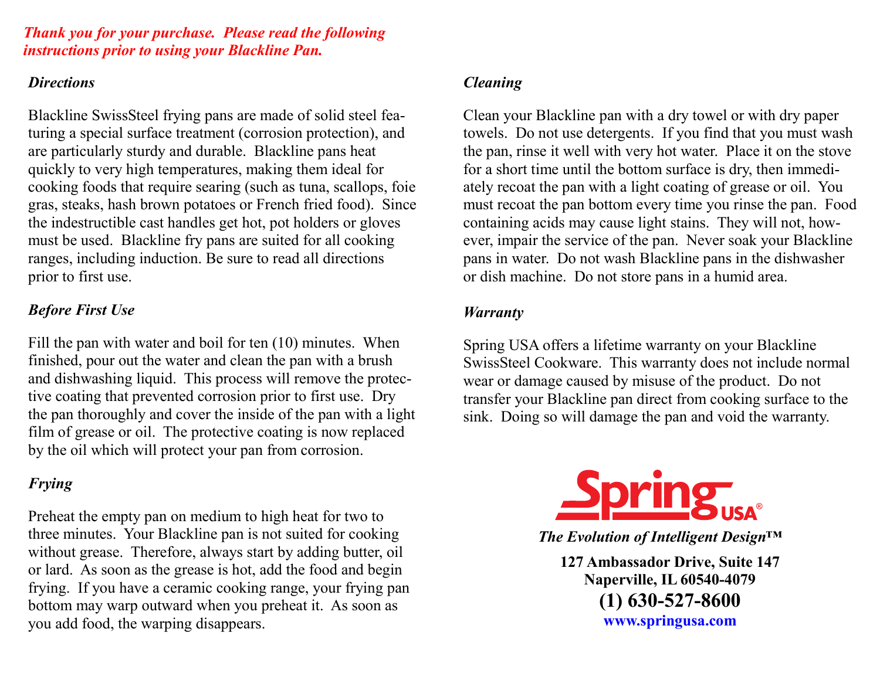***Thank you for your purchase. Please read the following instructions prior to using your Blackline Pan.***

### *Directions*

Blackline SwissSteel frying pans are made of solid steel featuring a special surface treatment (corrosion protection), and are particularly sturdy and durable. Blackline pans heat quickly to very high temperatures, making them ideal for cooking foods that require searing (such as tuna, scallops, foie gras, steaks, hash brown potatoes or French fried food). Since the indestructible cast handles get hot, pot holders or gloves must be used. Blackline fry pans are suited for all cooking ranges, including induction. Be sure to read all directions prior to first use.

### *Before First Use*

Fill the pan with water and boil for ten (10) minutes. When finished, pour out the water and clean the pan with a brush and dishwashing liquid. This process will remove the protective coating that prevented corrosion prior to first use. Dry the pan thoroughly and cover the inside of the pan with a light film of grease or oil. The protective coating is now replaced by the oil which will protect your pan from corrosion.

### *Frying*

Preheat the empty pan on medium to high heat for two to three minutes. Your Blackline pan is not suited for cooking without grease. Therefore, always start by adding butter, oil or lard. As soon as the grease is hot, add the food and begin frying. If you have a ceramic cooking range, your frying pan bottom may warp outward when you preheat it. As soon as you add food, the warping disappears.

### *Cleaning*

Clean your Blackline pan with a dry towel or with dry paper towels. Do not use detergents. If you find that you must wash the pan, rinse it well with very hot water. Place it on the stove for a short time until the bottom surface is dry, then immediately recoat the pan with a light coating of grease or oil. You must recoat the pan bottom every time you rinse the pan. Food containing acids may cause light stains. They will not, however, impair the service of the pan. Never soak your Blackline pans in water. Do not wash Blackline pans in the dishwasher or dish machine. Do not store pans in a humid area.

### *Warranty*

Spring USA offers a lifetime warranty on your Blackline SwissSteel Cookware. This warranty does not include normal wear or damage caused by misuse of the product. Do not transfer your Blackline pan direct from cooking surface to the sink. Doing so will damage the pan and void the warranty.

**Spring USA®**

***The Evolution of Intelligent Design™***

**127 Ambassador Drive, Suite 147**
**Naperville, IL 60540-4079**
**(1) 630-527-8600**
**www.springusa.com**